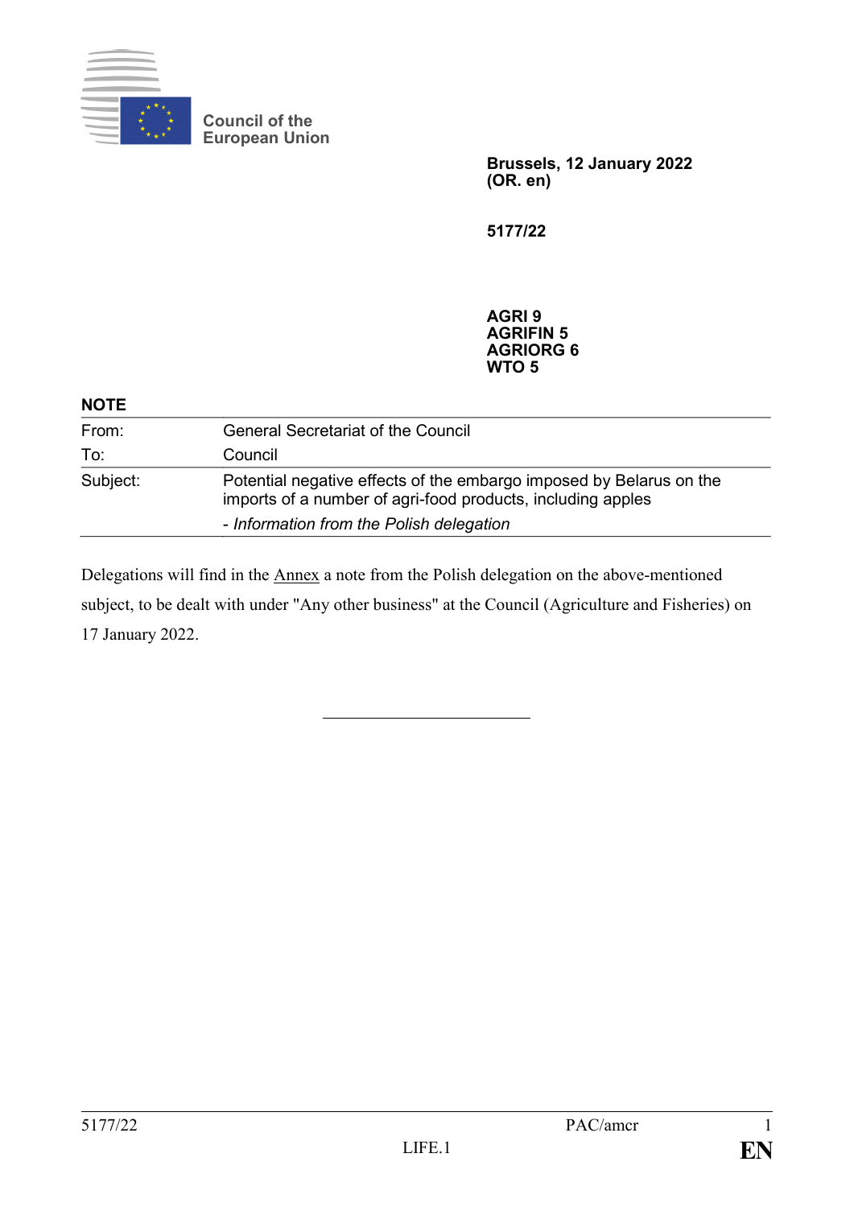Council of the European Union

**Brussels, 12 January 2022**
**(OR. en)**

**5177/22**

**AGRI 9**
**AGRIFIN 5**
**AGRIORG 6**
**WTO 5**

**NOTE**

| | |
|---|---|
| From: | General Secretariat of the Council |
| To: | Council |
| Subject: | Potential negative effects of the embargo imposed by Belarus on the imports of a number of agri-food products, including apples<br>*- Information from the Polish delegation* |

Delegations will find in the Annex a note from the Polish delegation on the above-mentioned subject, to be dealt with under "Any other business" at the Council (Agriculture and Fisheries) on 17 January 2022.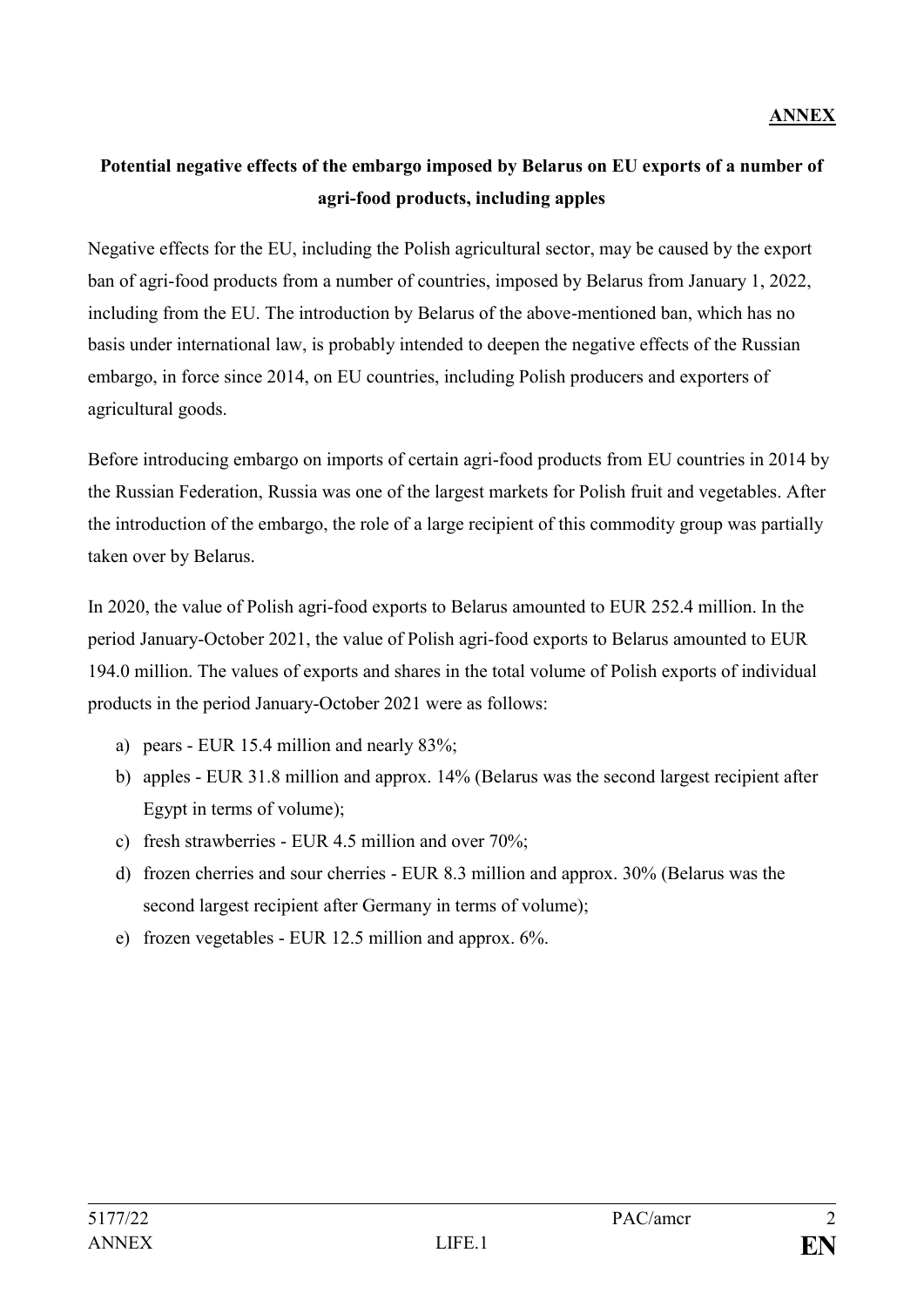**ANNEX**

## Potential negative effects of the embargo imposed by Belarus on EU exports of a number of agri-food products, including apples

Negative effects for the EU, including the Polish agricultural sector, may be caused by the export ban of agri-food products from a number of countries, imposed by Belarus from January 1, 2022, including from the EU. The introduction by Belarus of the above-mentioned ban, which has no basis under international law, is probably intended to deepen the negative effects of the Russian embargo, in force since 2014, on EU countries, including Polish producers and exporters of agricultural goods.

Before introducing embargo on imports of certain agri-food products from EU countries in 2014 by the Russian Federation, Russia was one of the largest markets for Polish fruit and vegetables. After the introduction of the embargo, the role of a large recipient of this commodity group was partially taken over by Belarus.

In 2020, the value of Polish agri-food exports to Belarus amounted to EUR 252.4 million. In the period January-October 2021, the value of Polish agri-food exports to Belarus amounted to EUR 194.0 million. The values of exports and shares in the total volume of Polish exports of individual products in the period January-October 2021 were as follows:

a) pears - EUR 15.4 million and nearly 83%;
b) apples - EUR 31.8 million and approx. 14% (Belarus was the second largest recipient after Egypt in terms of volume);
c) fresh strawberries - EUR 4.5 million and over 70%;
d) frozen cherries and sour cherries - EUR 8.3 million and approx. 30% (Belarus was the second largest recipient after Germany in terms of volume);
e) frozen vegetables - EUR 12.5 million and approx. 6%.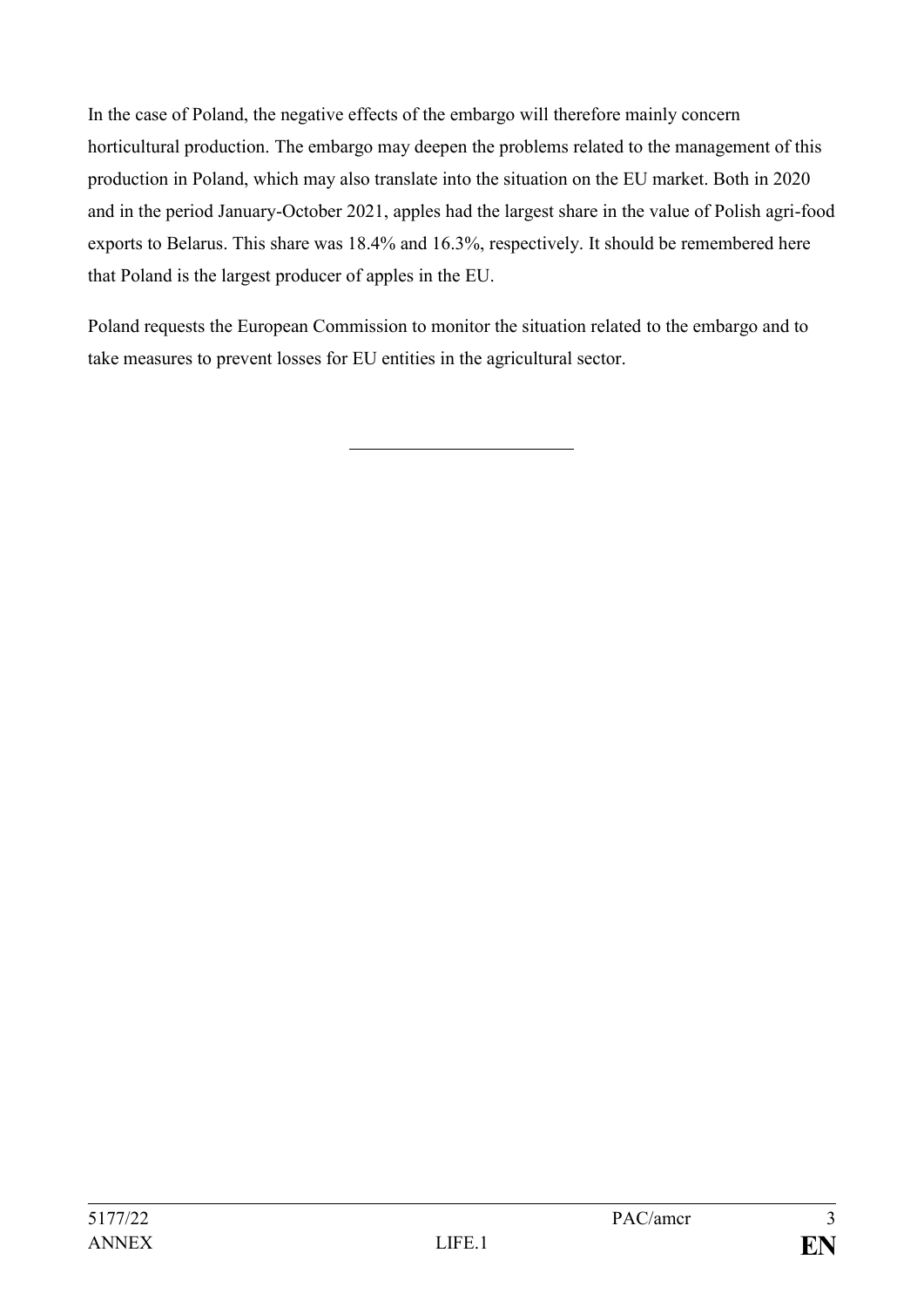In the case of Poland, the negative effects of the embargo will therefore mainly concern horticultural production. The embargo may deepen the problems related to the management of this production in Poland, which may also translate into the situation on the EU market. Both in 2020 and in the period January-October 2021, apples had the largest share in the value of Polish agri-food exports to Belarus. This share was 18.4% and 16.3%, respectively. It should be remembered here that Poland is the largest producer of apples in the EU.

Poland requests the European Commission to monitor the situation related to the embargo and to take measures to prevent losses for EU entities in the agricultural sector.